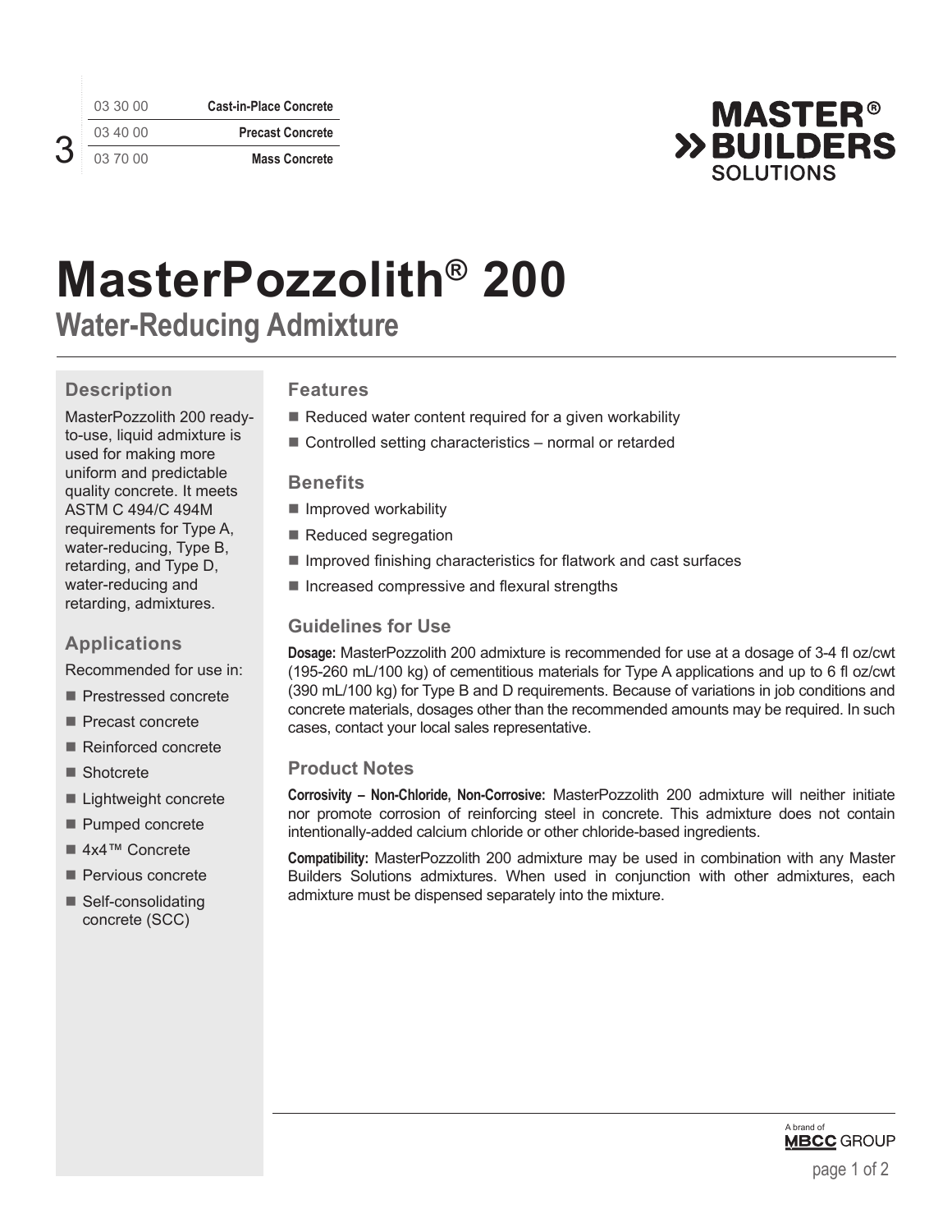| | |
|---|---|
| 03 30 00 | Cast-in-Place Concrete |
| 03 40 00 | Precast Concrete |
| 03 70 00 | Mass Concrete |

# MasterPozzolith® 200

## Water-Reducing Admixture

### Description

MasterPozzolith 200 ready-to-use, liquid admixture is used for making more uniform and predictable quality concrete. It meets ASTM C 494/C 494M requirements for Type A, water-reducing, Type B, retarding, and Type D, water-reducing and retarding, admixtures.

### Applications

Recommended for use in:

- Prestressed concrete
- Precast concrete
- Reinforced concrete
- Shotcrete
- Lightweight concrete
- Pumped concrete
- 4x4™ Concrete
- Pervious concrete
- Self-consolidating concrete (SCC)

### Features

- Reduced water content required for a given workability
- Controlled setting characteristics – normal or retarded

### Benefits

- Improved workability
- Reduced segregation
- Improved finishing characteristics for flatwork and cast surfaces
- Increased compressive and flexural strengths

### Guidelines for Use

**Dosage:** MasterPozzolith 200 admixture is recommended for use at a dosage of 3-4 fl oz/cwt (195-260 mL/100 kg) of cementitious materials for Type A applications and up to 6 fl oz/cwt (390 mL/100 kg) for Type B and D requirements. Because of variations in job conditions and concrete materials, dosages other than the recommended amounts may be required. In such cases, contact your local sales representative.

### Product Notes

**Corrosivity – Non-Chloride, Non-Corrosive:** MasterPozzolith 200 admixture will neither initiate nor promote corrosion of reinforcing steel in concrete. This admixture does not contain intentionally-added calcium chloride or other chloride-based ingredients.

**Compatibility:** MasterPozzolith 200 admixture may be used in combination with any Master Builders Solutions admixtures. When used in conjunction with other admixtures, each admixture must be dispensed separately into the mixture.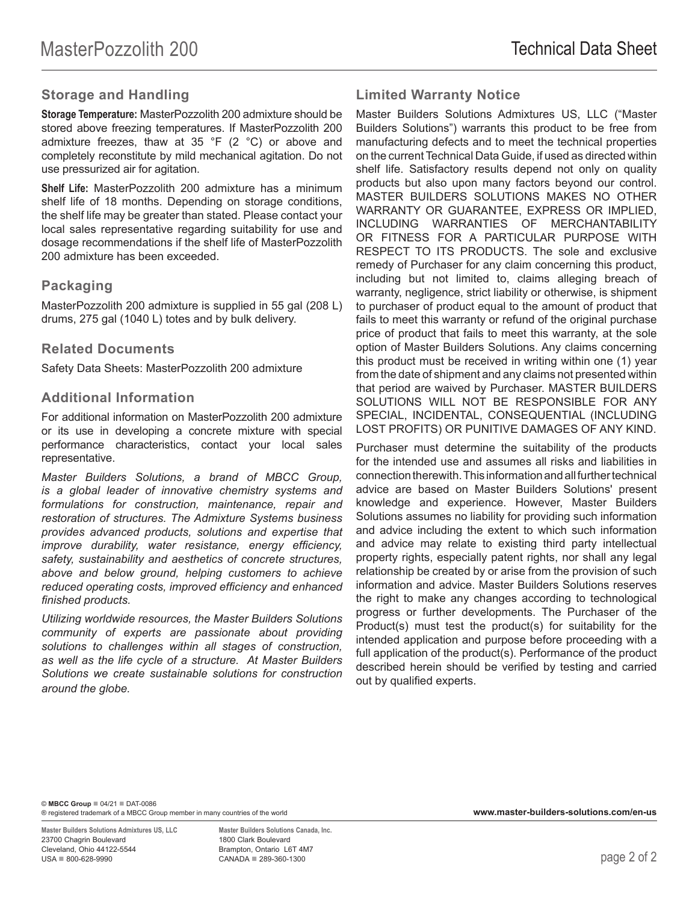## Storage and Handling

**Storage Temperature:** MasterPozzolith 200 admixture should be stored above freezing temperatures. If MasterPozzolith 200 admixture freezes, thaw at 35 °F (2 °C) or above and completely reconstitute by mild mechanical agitation. Do not use pressurized air for agitation.

**Shelf Life:** MasterPozzolith 200 admixture has a minimum shelf life of 18 months. Depending on storage conditions, the shelf life may be greater than stated. Please contact your local sales representative regarding suitability for use and dosage recommendations if the shelf life of MasterPozzolith 200 admixture has been exceeded.

## Packaging

MasterPozzolith 200 admixture is supplied in 55 gal (208 L) drums, 275 gal (1040 L) totes and by bulk delivery.

## Related Documents

Safety Data Sheets: MasterPozzolith 200 admixture

## Additional Information

For additional information on MasterPozzolith 200 admixture or its use in developing a concrete mixture with special performance characteristics, contact your local sales representative.

*Master Builders Solutions, a brand of MBCC Group, is a global leader of innovative chemistry systems and formulations for construction, maintenance, repair and restoration of structures. The Admixture Systems business provides advanced products, solutions and expertise that improve durability, water resistance, energy efficiency, safety, sustainability and aesthetics of concrete structures, above and below ground, helping customers to achieve reduced operating costs, improved efficiency and enhanced finished products.*

*Utilizing worldwide resources, the Master Builders Solutions community of experts are passionate about providing solutions to challenges within all stages of construction, as well as the life cycle of a structure. At Master Builders Solutions we create sustainable solutions for construction around the globe.*

## Limited Warranty Notice

Master Builders Solutions Admixtures US, LLC ("Master Builders Solutions") warrants this product to be free from manufacturing defects and to meet the technical properties on the current Technical Data Guide, if used as directed within shelf life. Satisfactory results depend not only on quality products but also upon many factors beyond our control. MASTER BUILDERS SOLUTIONS MAKES NO OTHER WARRANTY OR GUARANTEE, EXPRESS OR IMPLIED, INCLUDING WARRANTIES OF MERCHANTABILITY OR FITNESS FOR A PARTICULAR PURPOSE WITH RESPECT TO ITS PRODUCTS. The sole and exclusive remedy of Purchaser for any claim concerning this product, including but not limited to, claims alleging breach of warranty, negligence, strict liability or otherwise, is shipment to purchaser of product equal to the amount of product that fails to meet this warranty or refund of the original purchase price of product that fails to meet this warranty, at the sole option of Master Builders Solutions. Any claims concerning this product must be received in writing within one (1) year from the date of shipment and any claims not presented within that period are waived by Purchaser. MASTER BUILDERS SOLUTIONS WILL NOT BE RESPONSIBLE FOR ANY SPECIAL, INCIDENTAL, CONSEQUENTIAL (INCLUDING LOST PROFITS) OR PUNITIVE DAMAGES OF ANY KIND.

Purchaser must determine the suitability of the products for the intended use and assumes all risks and liabilities in connection therewith. This information and all further technical advice are based on Master Builders Solutions' present knowledge and experience. However, Master Builders Solutions assumes no liability for providing such information and advice including the extent to which such information and advice may relate to existing third party intellectual property rights, especially patent rights, nor shall any legal relationship be created by or arise from the provision of such information and advice. Master Builders Solutions reserves the right to make any changes according to technological progress or further developments. The Purchaser of the Product(s) must test the product(s) for suitability for the intended application and purpose before proceeding with a full application of the product(s). Performance of the product described herein should be verified by testing and carried out by qualified experts.

© **MBCC Group** ■ 04/21 ■ DAT-0086
® registered trademark of a MBCC Group member in many countries of the world

**www.master-builders-solutions.com/en-us**

**Master Builders Solutions Admixtures US, LLC**
23700 Chagrin Boulevard
Cleveland, Ohio 44122-5544
USA ■ 800-628-9990

**Master Builders Solutions Canada, Inc.**
1800 Clark Boulevard
Brampton, Ontario L6T 4M7
CANADA ■ 289-360-1300